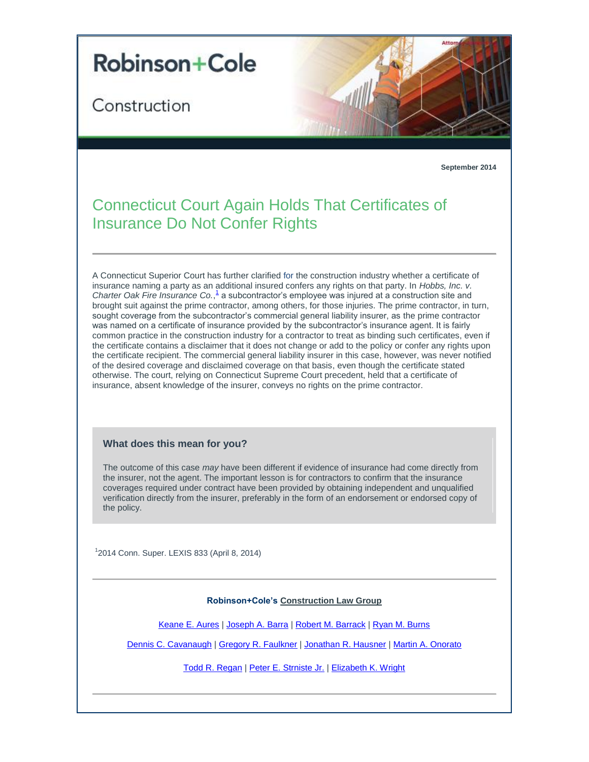# Robinson+Cole

Construction

**September 2014**

## Connecticut Court Again Holds That Certificates of Insurance Do Not Confer Rights

A Connecticut Superior Court has further clarified for the construction industry whether a certificate of insurance naming a party as an additional insured confers any rights on that party. In *Hobbs, Inc. v. Charter Oak Fire Insurance Co.*,[1] a subcontractor's employee was injured at a construction site and brought suit against the prime contractor, among others, for those injuries. The prime contractor, in turn, sought coverage from the subcontractor's commercial general liability insurer, as the prime contractor was named on a certificate of insurance provided by the subcontractor's insurance agent. It is fairly common practice in the construction industry for a contractor to treat as binding such certificates, even if the certificate contains a disclaimer that it does not change or add to the policy or confer any rights upon the certificate recipient. The commercial general liability insurer in this case, however, was never notified of the desired coverage and disclaimed coverage on that basis, even though the certificate stated otherwise. The court, relying on Connecticut Supreme Court precedent, held that a certificate of insurance, absent knowledge of the insurer, conveys no rights on the prime contractor.

### What does this mean for you?

The outcome of this case *may* have been different if evidence of insurance had come directly from the insurer, not the agent. The important lesson is for contractors to confirm that the insurance coverages required under contract have been provided by obtaining independent and unqualified verification directly from the insurer, preferably in the form of an endorsement or endorsed copy of the policy.

[1]2014 Conn. Super. LEXIS 833 (April 8, 2014)

---

**Robinson+Cole's Construction Law Group**

Keane E. Aures | Joseph A. Barra | Robert M. Barrack | Ryan M. Burns

Dennis C. Cavanaugh | Gregory R. Faulkner | Jonathan R. Hausner | Martin A. Onorato

Todd R. Regan | Peter E. Strniste Jr. | Elizabeth K. Wright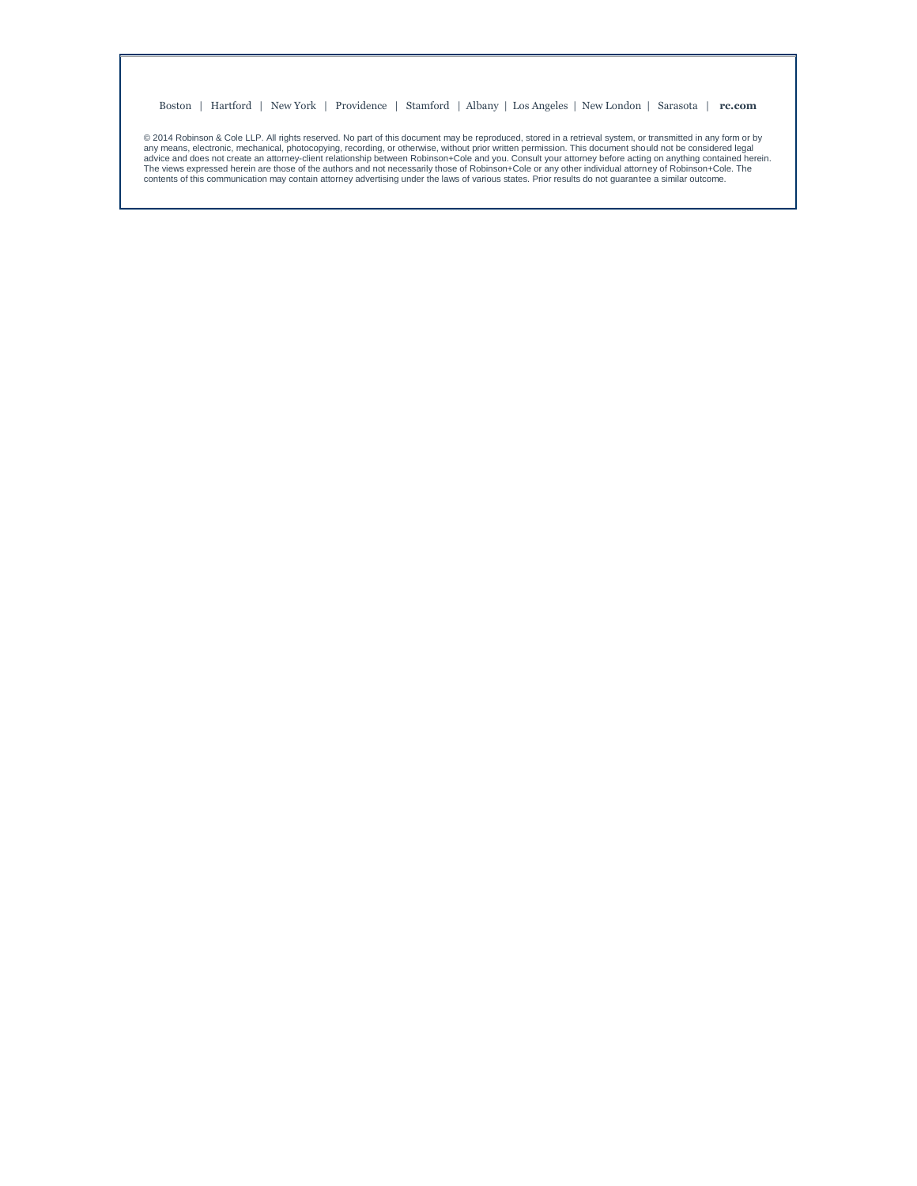Boston | Hartford | New York | Providence | Stamford | Albany | Los Angeles | New London | Sarasota | **rc.com**

© 2014 Robinson & Cole LLP. All rights reserved. No part of this document may be reproduced, stored in a retrieval system, or transmitted in any form or by any means, electronic, mechanical, photocopying, recording, or otherwise, without prior written permission. This document should not be considered legal advice and does not create an attorney-client relationship between Robinson+Cole and you. Consult your attorney before acting on anything contained herein. The views expressed herein are those of the authors and not necessarily those of Robinson+Cole or any other individual attorney of Robinson+Cole. The contents of this communication may contain attorney advertising under the laws of various states. Prior results do not guarantee a similar outcome.